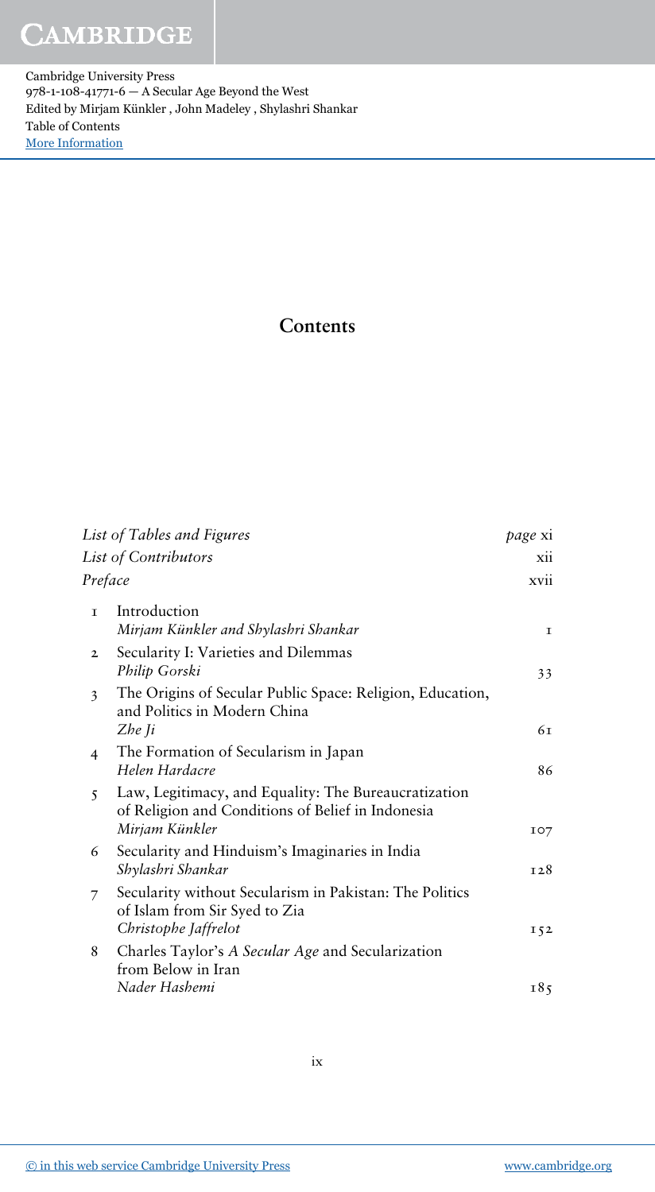# Contents

| | | |
|---|---|---|
| | *List of Tables and Figures* | *page* xi |
| | *List of Contributors* | xii |
| | *Preface* | xvii |
| 1 | Introduction<br>*Mirjam Künkler and Shylashri Shankar* | 1 |
| 2 | Secularity I: Varieties and Dilemmas<br>*Philip Gorski* | 33 |
| 3 | The Origins of Secular Public Space: Religion, Education, and Politics in Modern China<br>*Zhe Ji* | 61 |
| 4 | The Formation of Secularism in Japan<br>*Helen Hardacre* | 86 |
| 5 | Law, Legitimacy, and Equality: The Bureaucratization of Religion and Conditions of Belief in Indonesia<br>*Mirjam Künkler* | 107 |
| 6 | Secularity and Hinduism's Imaginaries in India<br>*Shylashri Shankar* | 128 |
| 7 | Secularity without Secularism in Pakistan: The Politics of Islam from Sir Syed to Zia<br>*Christophe Jaffrelot* | 152 |
| 8 | Charles Taylor's *A Secular Age* and Secularization from Below in Iran<br>*Nader Hashemi* | 185 |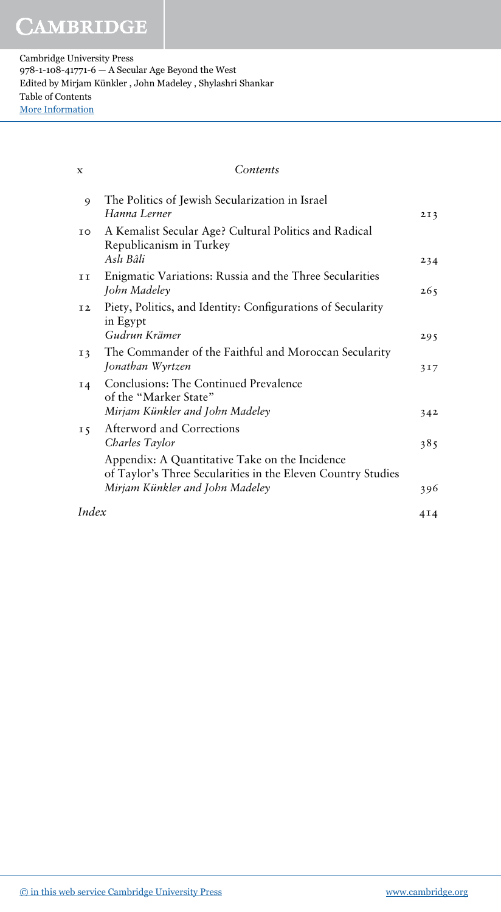Cambridge University Press
978-1-108-41771-6 — A Secular Age Beyond the West
Edited by Mirjam Künkler , John Madeley , Shylashri Shankar
Table of Contents
More Information

## Contents

| | | |
|---|---|---|
| 9 | The Politics of Jewish Secularization in Israel<br>*Hanna Lerner* | 213 |
| 10 | A Kemalist Secular Age? Cultural Politics and Radical Republicanism in Turkey<br>*Aslı Bâli* | 234 |
| 11 | Enigmatic Variations: Russia and the Three Secularities<br>*John Madeley* | 265 |
| 12 | Piety, Politics, and Identity: Configurations of Secularity in Egypt<br>*Gudrun Krämer* | 295 |
| 13 | The Commander of the Faithful and Moroccan Secularity<br>*Jonathan Wyrtzen* | 317 |
| 14 | Conclusions: The Continued Prevalence of the "Marker State"<br>*Mirjam Künkler and John Madeley* | 342 |
| 15 | Afterword and Corrections<br>*Charles Taylor* | 385 |
| | Appendix: A Quantitative Take on the Incidence of Taylor's Three Secularities in the Eleven Country Studies<br>*Mirjam Künkler and John Madeley* | 396 |
| | *Index* | 414 |

© in this web service Cambridge University Press www.cambridge.org